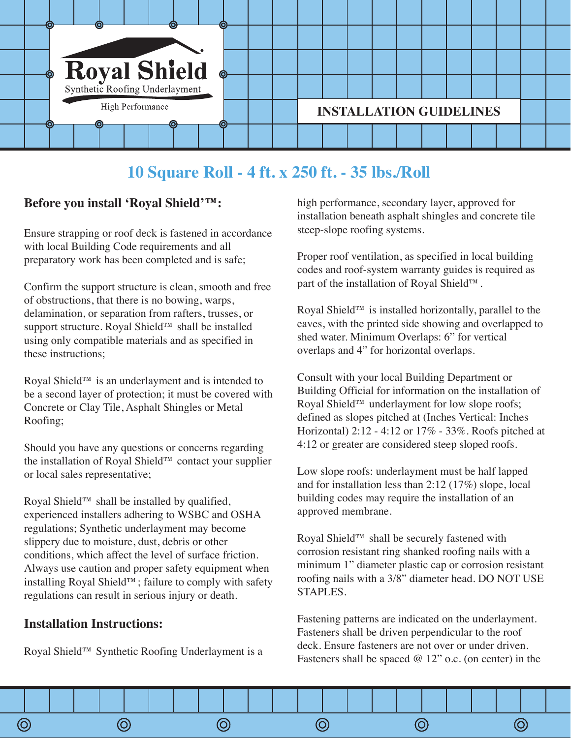# Royal Shield

Synthetic Roofing Underlayment

High Performance

## INSTALLATION GUIDELINES

## 10 Square Roll - 4 ft. x 250 ft. - 35 lbs./Roll

### Before you install 'Royal Shield'™:

Ensure strapping or roof deck is fastened in accordance with local Building Code requirements and all preparatory work has been completed and is safe;

Confirm the support structure is clean, smooth and free of obstructions, that there is no bowing, warps, delamination, or separation from rafters, trusses, or support structure. Royal Shield™ shall be installed using only compatible materials and as specified in these instructions;

Royal Shield™ is an underlayment and is intended to be a second layer of protection; it must be covered with Concrete or Clay Tile, Asphalt Shingles or Metal Roofing;

Should you have any questions or concerns regarding the installation of Royal Shield™ contact your supplier or local sales representative;

Royal Shield™ shall be installed by qualified, experienced installers adhering to WSBC and OSHA regulations; Synthetic underlayment may become slippery due to moisture, dust, debris or other conditions, which affect the level of surface friction. Always use caution and proper safety equipment when installing Royal Shield™; failure to comply with safety regulations can result in serious injury or death.

### Installation Instructions:

Royal Shield™ Synthetic Roofing Underlayment is a high performance, secondary layer, approved for installation beneath asphalt shingles and concrete tile steep-slope roofing systems.

Proper roof ventilation, as specified in local building codes and roof-system warranty guides is required as part of the installation of Royal Shield™.

Royal Shield™ is installed horizontally, parallel to the eaves, with the printed side showing and overlapped to shed water. Minimum Overlaps: 6" for vertical overlaps and 4" for horizontal overlaps.

Consult with your local Building Department or Building Official for information on the installation of Royal Shield™ underlayment for low slope roofs; defined as slopes pitched at (Inches Vertical: Inches Horizontal) 2:12 - 4:12 or 17% - 33%. Roofs pitched at 4:12 or greater are considered steep sloped roofs.

Low slope roofs: underlayment must be half lapped and for installation less than 2:12 (17%) slope, local building codes may require the installation of an approved membrane.

Royal Shield™ shall be securely fastened with corrosion resistant ring shanked roofing nails with a minimum 1" diameter plastic cap or corrosion resistant roofing nails with a 3/8" diameter head. DO NOT USE STAPLES.

Fastening patterns are indicated on the underlayment. Fasteners shall be driven perpendicular to the roof deck. Ensure fasteners are not over or under driven. Fasteners shall be spaced @ 12" o.c. (on center) in the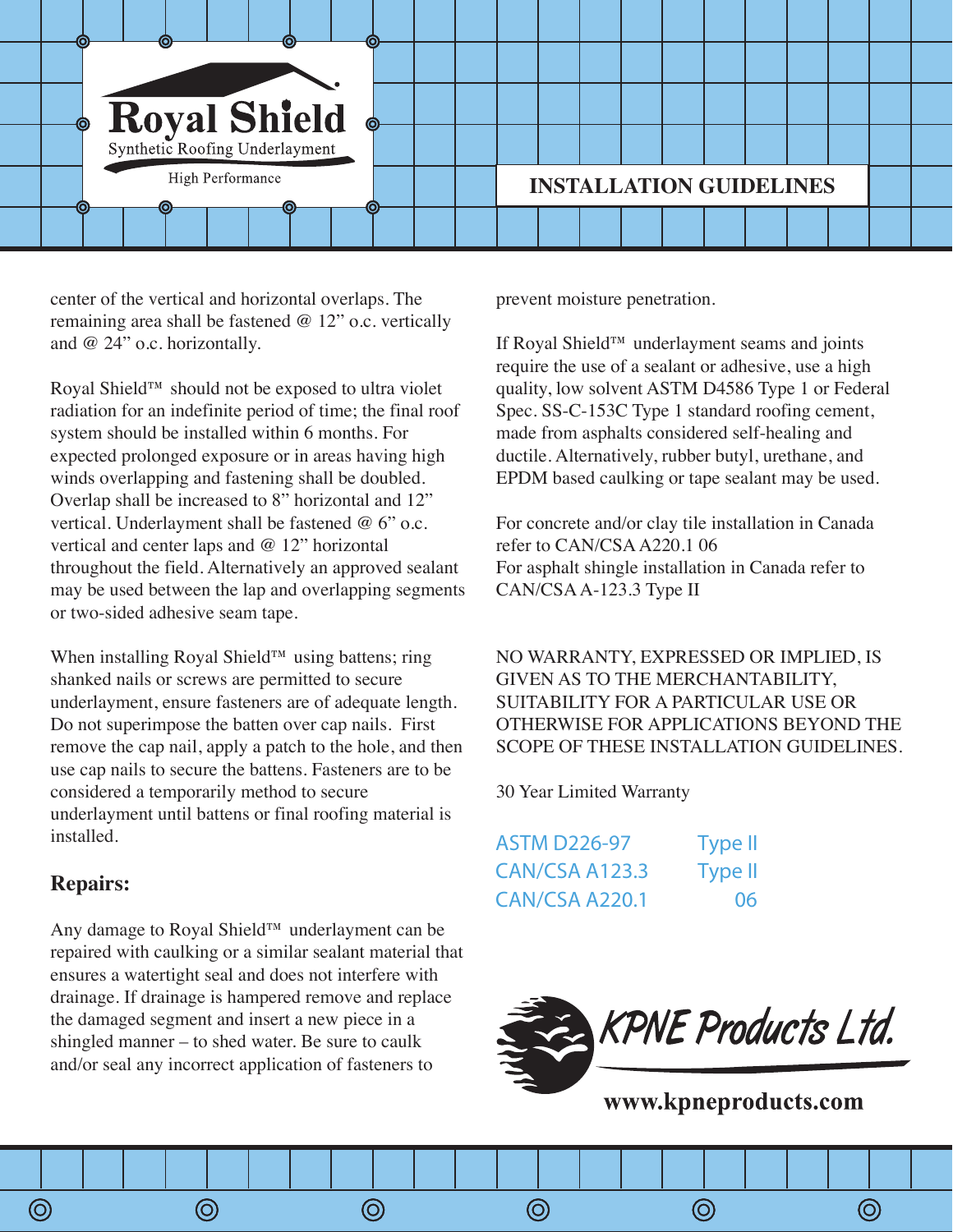# Royal Shield

Synthetic Roofing Underlayment

High Performance

## INSTALLATION GUIDELINES

center of the vertical and horizontal overlaps. The remaining area shall be fastened @ 12" o.c. vertically and @ 24" o.c. horizontally.

Royal Shield™ should not be exposed to ultra violet radiation for an indefinite period of time; the final roof system should be installed within 6 months. For expected prolonged exposure or in areas having high winds overlapping and fastening shall be doubled. Overlap shall be increased to 8" horizontal and 12" vertical. Underlayment shall be fastened @ 6" o.c. vertical and center laps and @ 12" horizontal throughout the field. Alternatively an approved sealant may be used between the lap and overlapping segments or two-sided adhesive seam tape.

When installing Royal Shield™ using battens; ring shanked nails or screws are permitted to secure underlayment, ensure fasteners are of adequate length. Do not superimpose the batten over cap nails. First remove the cap nail, apply a patch to the hole, and then use cap nails to secure the battens. Fasteners are to be considered a temporarily method to secure underlayment until battens or final roofing material is installed.

### Repairs:

Any damage to Royal Shield™ underlayment can be repaired with caulking or a similar sealant material that ensures a watertight seal and does not interfere with drainage. If drainage is hampered remove and replace the damaged segment and insert a new piece in a shingled manner – to shed water. Be sure to caulk and/or seal any incorrect application of fasteners to prevent moisture penetration.

If Royal Shield™ underlayment seams and joints require the use of a sealant or adhesive, use a high quality, low solvent ASTM D4586 Type 1 or Federal Spec. SS-C-153C Type 1 standard roofing cement, made from asphalts considered self-healing and ductile. Alternatively, rubber butyl, urethane, and EPDM based caulking or tape sealant may be used.

For concrete and/or clay tile installation in Canada refer to CAN/CSA A220.1 06
For asphalt shingle installation in Canada refer to CAN/CSA A-123.3 Type II

NO WARRANTY, EXPRESSED OR IMPLIED, IS GIVEN AS TO THE MERCHANTABILITY, SUITABILITY FOR A PARTICULAR USE OR OTHERWISE FOR APPLICATIONS BEYOND THE SCOPE OF THESE INSTALLATION GUIDELINES.

30 Year Limited Warranty

| | |
|---|---|
| ASTM D226-97 | Type II |
| CAN/CSA A123.3 | Type II |
| CAN/CSA A220.1 | 06 |

KPNE Products Ltd.

www.kpneproducts.com